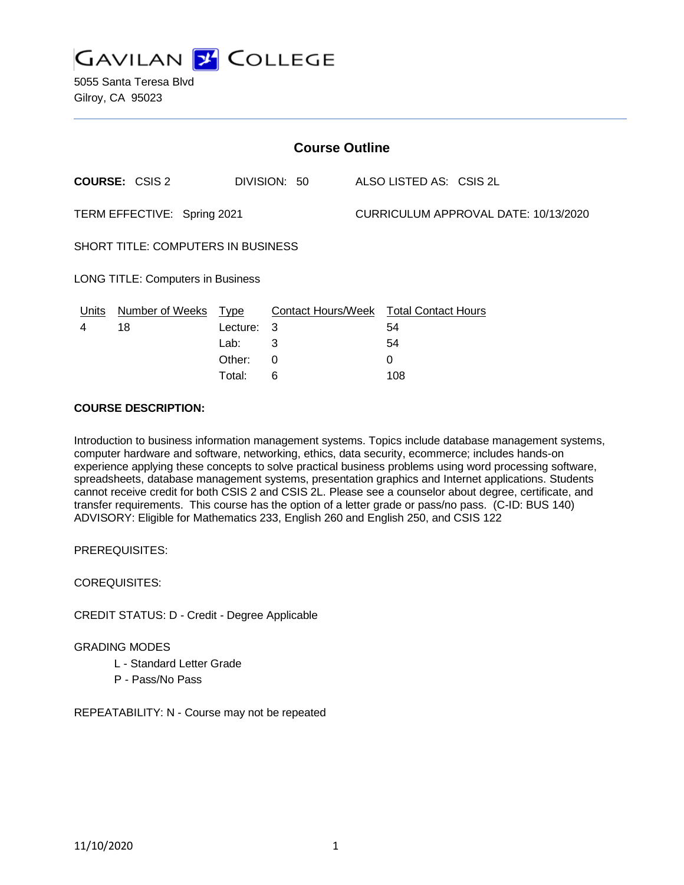# GAVILAN COLLEGE

5055 Santa Teresa Blvd
Gilroy, CA 95023

## Course Outline

**COURSE:** CSIS 2 DIVISION: 50 ALSO LISTED AS: CSIS 2L

TERM EFFECTIVE: Spring 2021 CURRICULUM APPROVAL DATE: 10/13/2020

SHORT TITLE: COMPUTERS IN BUSINESS

LONG TITLE: Computers in Business

| Units | Number of Weeks | Type | Contact Hours/Week | Total Contact Hours |
|---|---|---|---|---|
| 4 | 18 | Lecture: | 3 | 54 |
| | | Lab: | 3 | 54 |
| | | Other: | 0 | 0 |
| | | Total: | 6 | 108 |

**COURSE DESCRIPTION:**

Introduction to business information management systems. Topics include database management systems, computer hardware and software, networking, ethics, data security, ecommerce; includes hands-on experience applying these concepts to solve practical business problems using word processing software, spreadsheets, database management systems, presentation graphics and Internet applications. Students cannot receive credit for both CSIS 2 and CSIS 2L. Please see a counselor about degree, certificate, and transfer requirements. This course has the option of a letter grade or pass/no pass. (C-ID: BUS 140) ADVISORY: Eligible for Mathematics 233, English 260 and English 250, and CSIS 122

PREREQUISITES:

COREQUISITES:

CREDIT STATUS: D - Credit - Degree Applicable

GRADING MODES

- L - Standard Letter Grade
- P - Pass/No Pass

REPEATABILITY: N - Course may not be repeated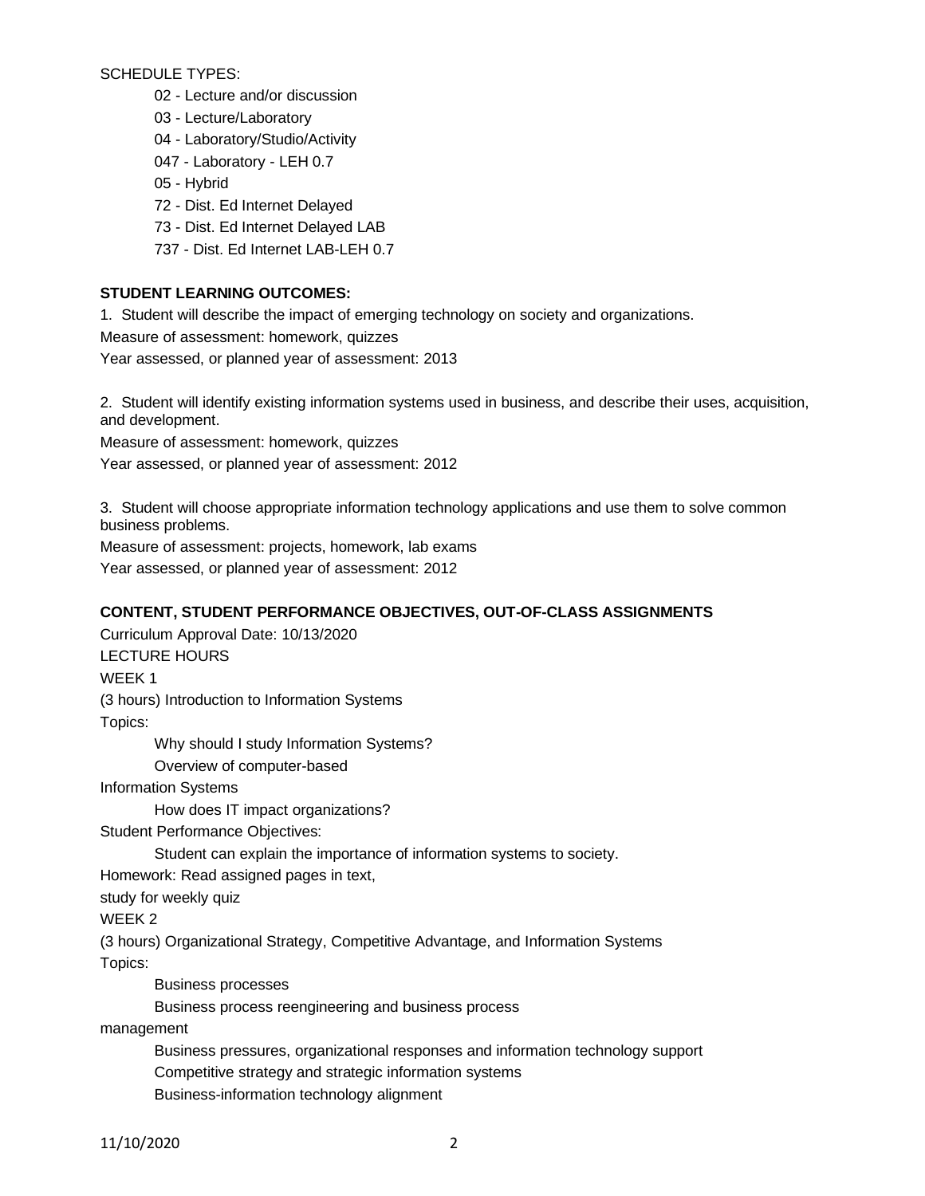SCHEDULE TYPES:

- 02 - Lecture and/or discussion
- 03 - Lecture/Laboratory
- 04 - Laboratory/Studio/Activity
- 047 - Laboratory - LEH 0.7
- 05 - Hybrid
- 72 - Dist. Ed Internet Delayed
- 73 - Dist. Ed Internet Delayed LAB
- 737 - Dist. Ed Internet LAB-LEH 0.7

**STUDENT LEARNING OUTCOMES:**

1. Student will describe the impact of emerging technology on society and organizations.

Measure of assessment: homework, quizzes

Year assessed, or planned year of assessment: 2013

2. Student will identify existing information systems used in business, and describe their uses, acquisition, and development.

Measure of assessment: homework, quizzes

Year assessed, or planned year of assessment: 2012

3. Student will choose appropriate information technology applications and use them to solve common business problems.

Measure of assessment: projects, homework, lab exams

Year assessed, or planned year of assessment: 2012

**CONTENT, STUDENT PERFORMANCE OBJECTIVES, OUT-OF-CLASS ASSIGNMENTS**

Curriculum Approval Date: 10/13/2020

LECTURE HOURS

WEEK 1

(3 hours) Introduction to Information Systems

Topics:

- Why should I study Information Systems?
- Overview of computer-based Information Systems
- How does IT impact organizations?

Student Performance Objectives:

- Student can explain the importance of information systems to society.

Homework: Read assigned pages in text, study for weekly quiz

WEEK 2

(3 hours) Organizational Strategy, Competitive Advantage, and Information Systems

Topics:

- Business processes
- Business process reengineering and business process management
- Business pressures, organizational responses and information technology support
- Competitive strategy and strategic information systems
- Business-information technology alignment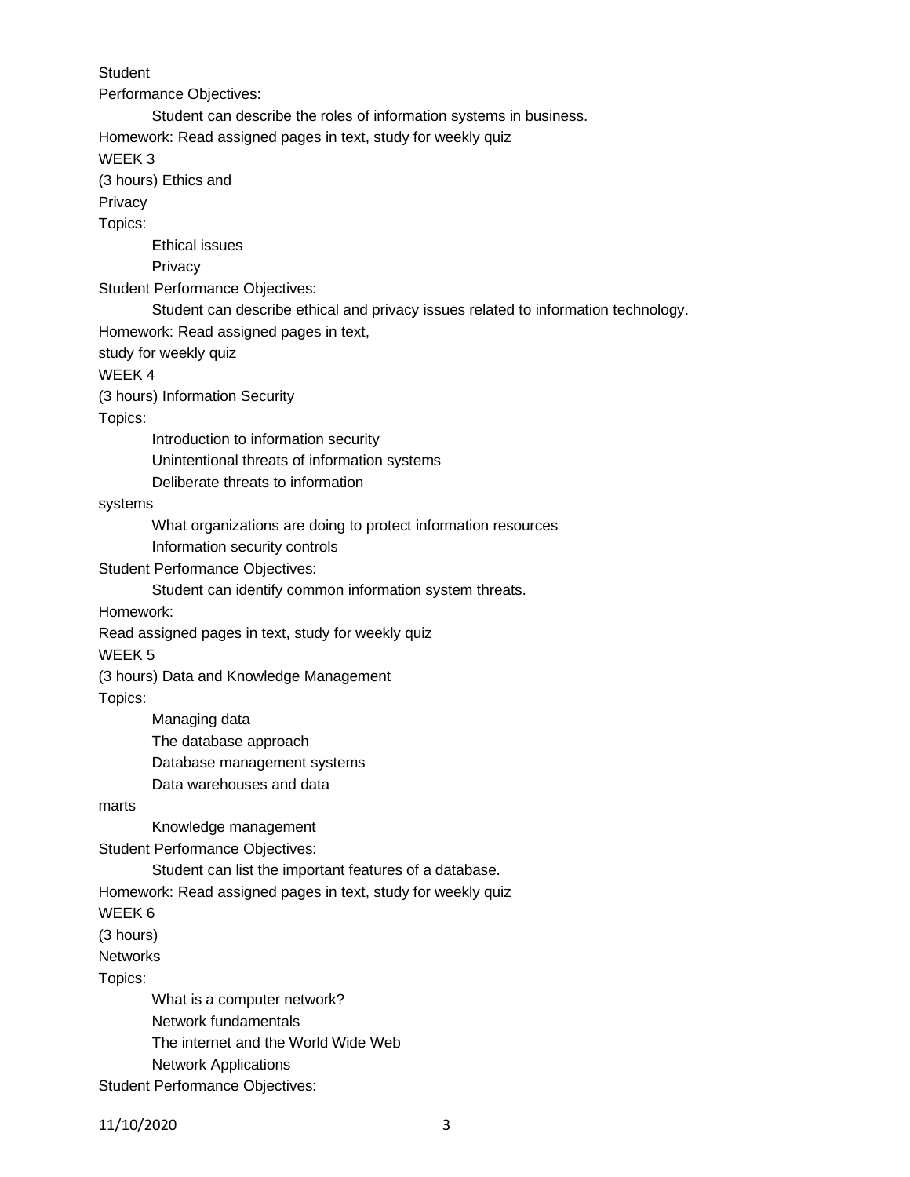Student

Performance Objectives:

Student can describe the roles of information systems in business.

Homework: Read assigned pages in text, study for weekly quiz

WEEK 3

(3 hours) Ethics and Privacy

Topics:

- Ethical issues
- Privacy

Student Performance Objectives:

Student can describe ethical and privacy issues related to information technology.

Homework: Read assigned pages in text, study for weekly quiz

WEEK 4

(3 hours) Information Security

Topics:

- Introduction to information security
- Unintentional threats of information systems
- Deliberate threats to information systems
- What organizations are doing to protect information resources
- Information security controls

Student Performance Objectives:

Student can identify common information system threats.

Homework: Read assigned pages in text, study for weekly quiz

WEEK 5

(3 hours) Data and Knowledge Management

Topics:

- Managing data
- The database approach
- Database management systems
- Data warehouses and data marts
- Knowledge management

Student Performance Objectives:

Student can list the important features of a database.

Homework: Read assigned pages in text, study for weekly quiz

WEEK 6

(3 hours) Networks

Topics:

- What is a computer network?
- Network fundamentals
- The internet and the World Wide Web
- Network Applications

Student Performance Objectives: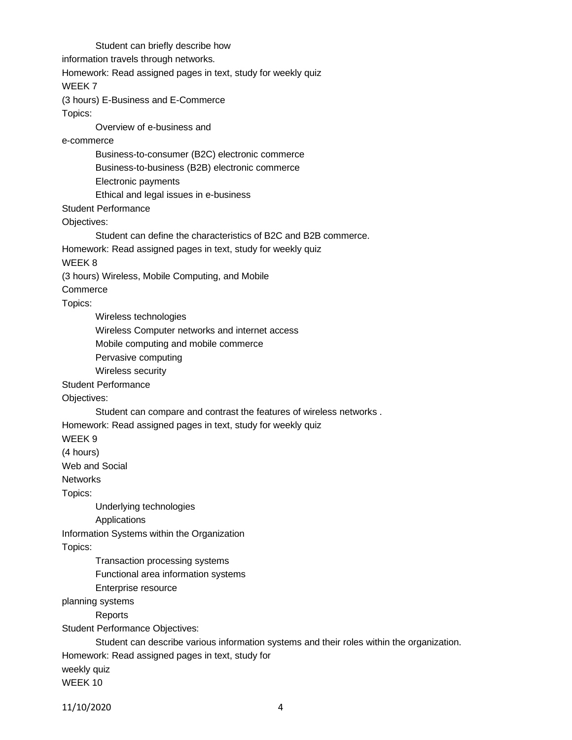Student can briefly describe how information travels through networks.

Homework: Read assigned pages in text, study for weekly quiz

WEEK 7

(3 hours) E-Business and E-Commerce

Topics:

- Overview of e-business and e-commerce
- Business-to-consumer (B2C) electronic commerce
- Business-to-business (B2B) electronic commerce
- Electronic payments
- Ethical and legal issues in e-business

Student Performance Objectives:

- Student can define the characteristics of B2C and B2B commerce.

Homework: Read assigned pages in text, study for weekly quiz

WEEK 8

(3 hours) Wireless, Mobile Computing, and Mobile Commerce

Topics:

- Wireless technologies
- Wireless Computer networks and internet access
- Mobile computing and mobile commerce
- Pervasive computing
- Wireless security

Student Performance Objectives:

- Student can compare and contrast the features of wireless networks .

Homework: Read assigned pages in text, study for weekly quiz

WEEK 9

(4 hours)

Web and Social Networks

Topics:

- Underlying technologies
- Applications

Information Systems within the Organization

Topics:

- Transaction processing systems
- Functional area information systems
- Enterprise resource planning systems
- Reports

Student Performance Objectives:

- Student can describe various information systems and their roles within the organization.

Homework: Read assigned pages in text, study for weekly quiz

WEEK 10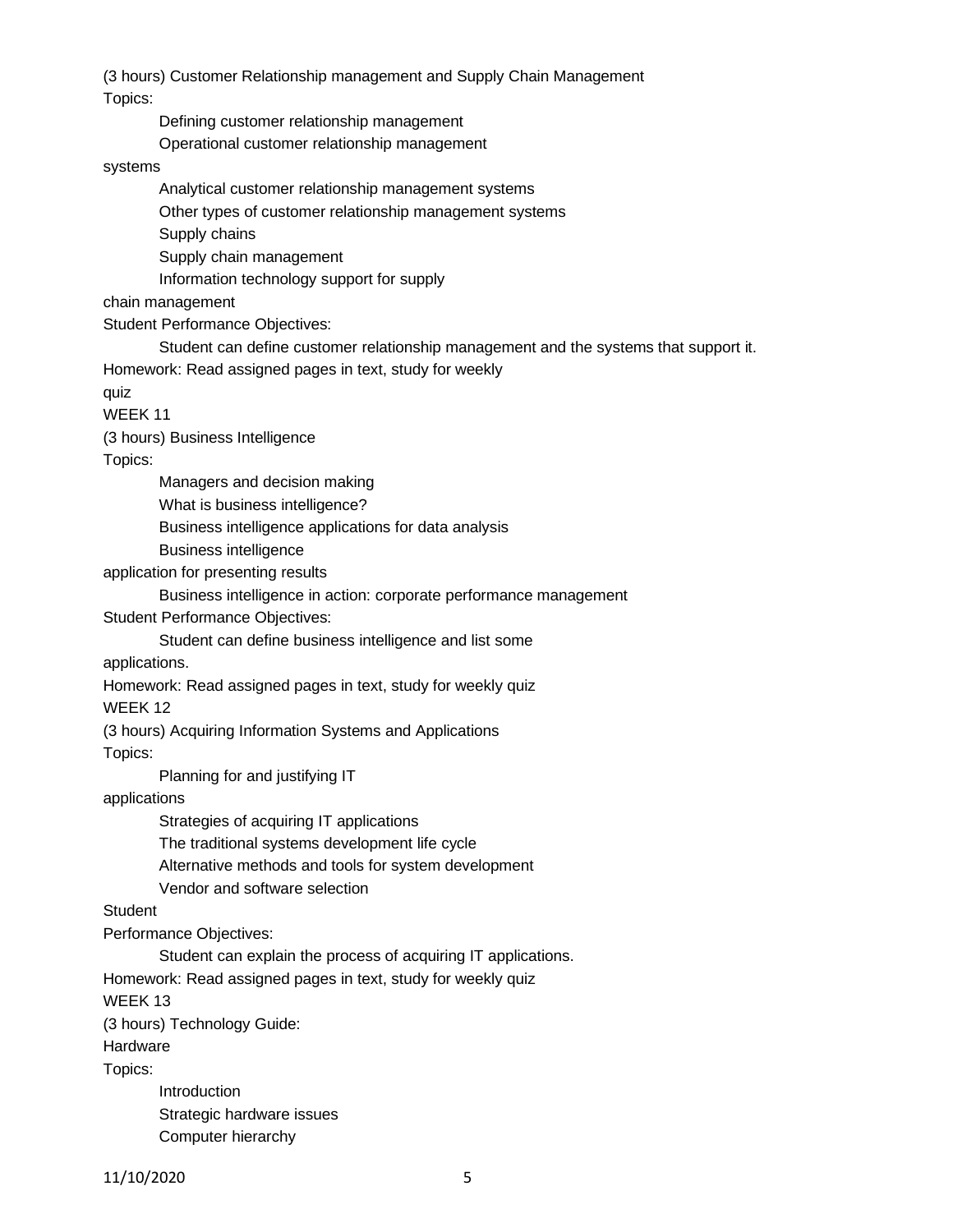(3 hours) Customer Relationship management and Supply Chain Management

Topics:

- Defining customer relationship management
- Operational customer relationship management systems
- Analytical customer relationship management systems
- Other types of customer relationship management systems
- Supply chains
- Supply chain management
- Information technology support for supply chain management

Student Performance Objectives:

- Student can define customer relationship management and the systems that support it.

Homework: Read assigned pages in text, study for weekly quiz

WEEK 11

(3 hours) Business Intelligence

Topics:

- Managers and decision making
- What is business intelligence?
- Business intelligence applications for data analysis
- Business intelligence application for presenting results
- Business intelligence in action: corporate performance management

Student Performance Objectives:

- Student can define business intelligence and list some applications.

Homework: Read assigned pages in text, study for weekly quiz

WEEK 12

(3 hours) Acquiring Information Systems and Applications

Topics:

- Planning for and justifying IT applications
- Strategies of acquiring IT applications
- The traditional systems development life cycle
- Alternative methods and tools for system development
- Vendor and software selection

Student Performance Objectives:

- Student can explain the process of acquiring IT applications.

Homework: Read assigned pages in text, study for weekly quiz

WEEK 13

(3 hours) Technology Guide: Hardware

Topics:

- Introduction
- Strategic hardware issues
- Computer hierarchy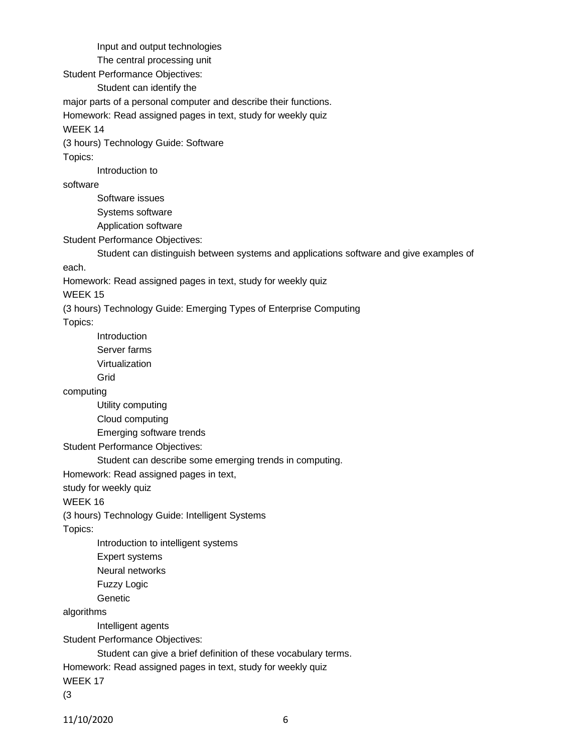Input and output technologies

The central processing unit

Student Performance Objectives:

Student can identify the major parts of a personal computer and describe their functions.

Homework: Read assigned pages in text, study for weekly quiz

WEEK 14

(3 hours) Technology Guide: Software

Topics:

Introduction to software

Software issues

Systems software

Application software

Student Performance Objectives:

Student can distinguish between systems and applications software and give examples of each.

Homework: Read assigned pages in text, study for weekly quiz

WEEK 15

(3 hours) Technology Guide: Emerging Types of Enterprise Computing

Topics:

Introduction

Server farms

Virtualization

Grid computing

Utility computing

Cloud computing

Emerging software trends

Student Performance Objectives:

Student can describe some emerging trends in computing.

Homework: Read assigned pages in text, study for weekly quiz

WEEK 16

(3 hours) Technology Guide: Intelligent Systems

Topics:

Introduction to intelligent systems

Expert systems

Neural networks

Fuzzy Logic

Genetic algorithms

Intelligent agents

Student Performance Objectives:

Student can give a brief definition of these vocabulary terms.

Homework: Read assigned pages in text, study for weekly quiz

WEEK 17

(3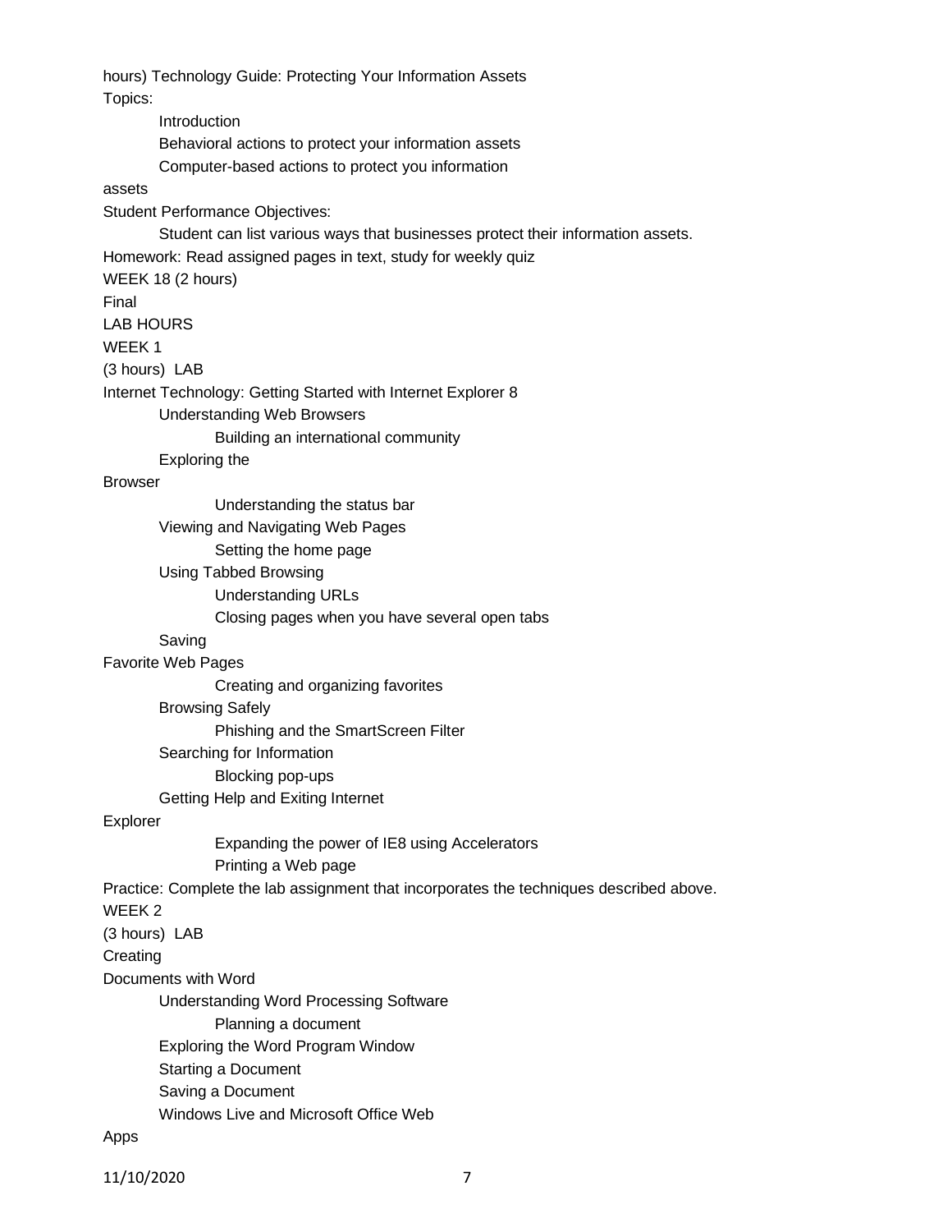hours) Technology Guide: Protecting Your Information Assets

Topics:

- Introduction
- Behavioral actions to protect your information assets
- Computer-based actions to protect you information assets

Student Performance Objectives:

- Student can list various ways that businesses protect their information assets.

Homework: Read assigned pages in text, study for weekly quiz

WEEK 18 (2 hours)

Final

LAB HOURS

WEEK 1

(3 hours) LAB

Internet Technology: Getting Started with Internet Explorer 8

- Understanding Web Browsers
  - Building an international community
- Exploring the Browser
  - Understanding the status bar
- Viewing and Navigating Web Pages
  - Setting the home page
- Using Tabbed Browsing
  - Understanding URLs
  - Closing pages when you have several open tabs
- Saving Favorite Web Pages
  - Creating and organizing favorites
- Browsing Safely
  - Phishing and the SmartScreen Filter
- Searching for Information
  - Blocking pop-ups
- Getting Help and Exiting Internet Explorer
  - Expanding the power of IE8 using Accelerators
  - Printing a Web page

Practice: Complete the lab assignment that incorporates the techniques described above.

WEEK 2

(3 hours) LAB

Creating Documents with Word

- Understanding Word Processing Software
  - Planning a document
- Exploring the Word Program Window
- Starting a Document
- Saving a Document
- Windows Live and Microsoft Office Web Apps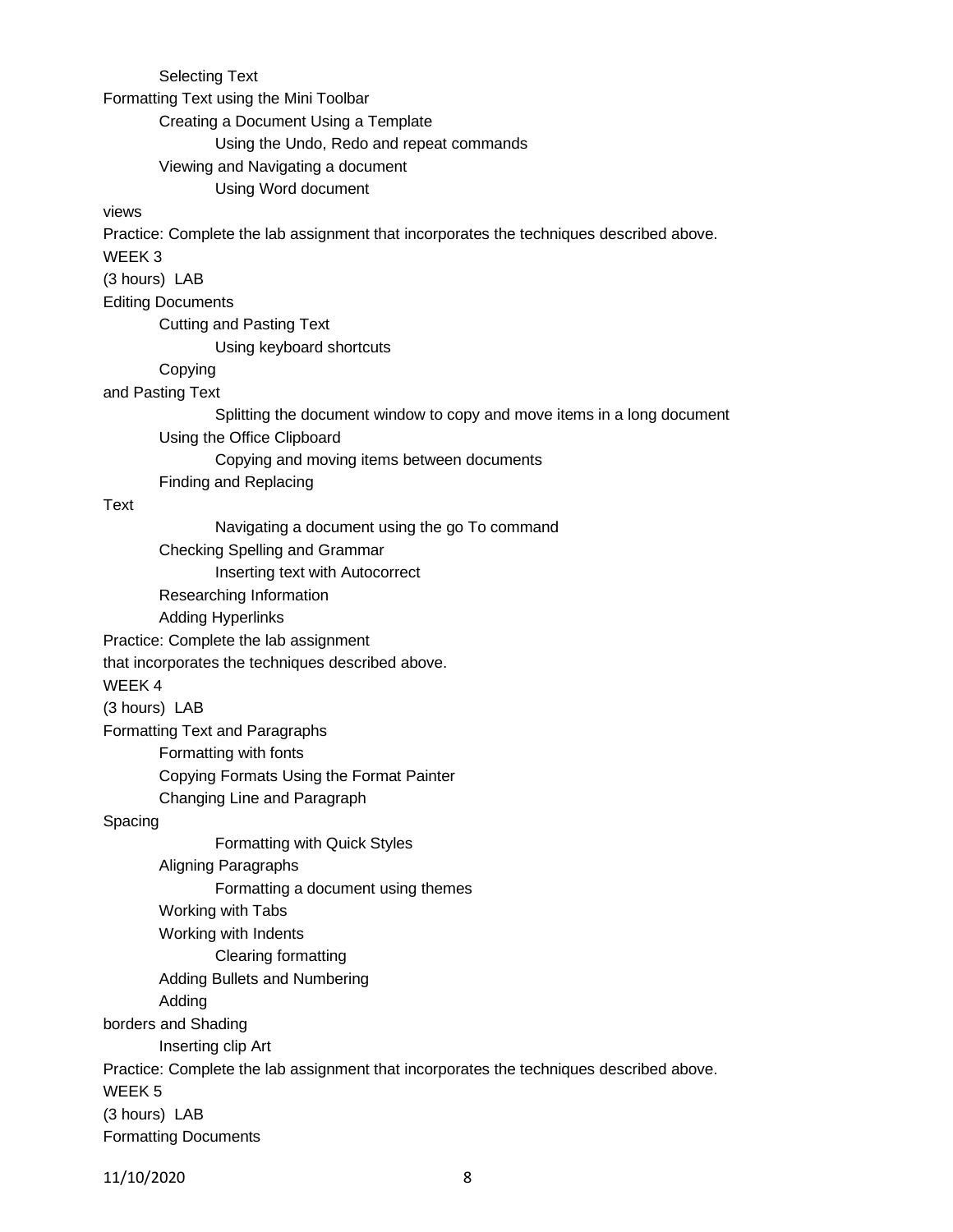Selecting Text

Formatting Text using the Mini Toolbar

Creating a Document Using a Template

Using the Undo, Redo and repeat commands

Viewing and Navigating a document

Using Word document views

Practice: Complete the lab assignment that incorporates the techniques described above.

WEEK 3

(3 hours) LAB

Editing Documents

Cutting and Pasting Text

Using keyboard shortcuts

Copying and Pasting Text

Splitting the document window to copy and move items in a long document

Using the Office Clipboard

Copying and moving items between documents

Finding and Replacing Text

Navigating a document using the go To command

Checking Spelling and Grammar

Inserting text with Autocorrect

Researching Information

Adding Hyperlinks

Practice: Complete the lab assignment that incorporates the techniques described above.

WEEK 4

(3 hours) LAB

Formatting Text and Paragraphs

Formatting with fonts

Copying Formats Using the Format Painter

Changing Line and Paragraph Spacing

Formatting with Quick Styles

Aligning Paragraphs

Formatting a document using themes

Working with Tabs

Working with Indents

Clearing formatting

Adding Bullets and Numbering

Adding borders and Shading

Inserting clip Art

Practice: Complete the lab assignment that incorporates the techniques described above.

WEEK 5

(3 hours) LAB

Formatting Documents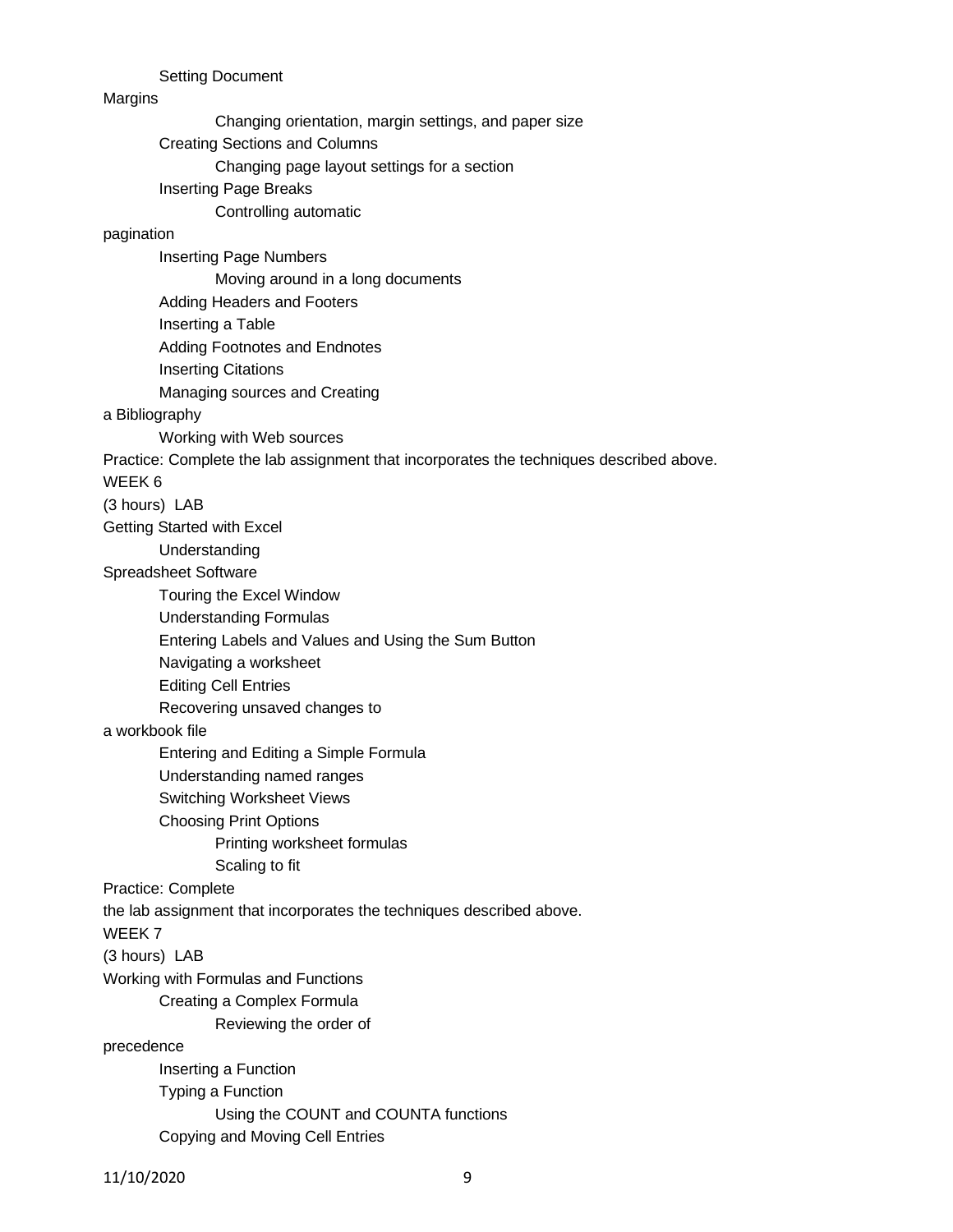Setting Document Margins

Changing orientation, margin settings, and paper size

Creating Sections and Columns

Changing page layout settings for a section

Inserting Page Breaks

Controlling automatic pagination

Inserting Page Numbers

Moving around in a long documents

Adding Headers and Footers

Inserting a Table

Adding Footnotes and Endnotes

Inserting Citations

Managing sources and Creating a Bibliography

Working with Web sources

Practice: Complete the lab assignment that incorporates the techniques described above.

WEEK 6

(3 hours) LAB

Getting Started with Excel

Understanding Spreadsheet Software

Touring the Excel Window

Understanding Formulas

Entering Labels and Values and Using the Sum Button

Navigating a worksheet

Editing Cell Entries

Recovering unsaved changes to a workbook file

Entering and Editing a Simple Formula

Understanding named ranges

Switching Worksheet Views

Choosing Print Options

Printing worksheet formulas

Scaling to fit

Practice: Complete the lab assignment that incorporates the techniques described above.

WEEK 7

(3 hours) LAB

Working with Formulas and Functions

Creating a Complex Formula

Reviewing the order of precedence

Inserting a Function

Typing a Function

Using the COUNT and COUNTA functions

Copying and Moving Cell Entries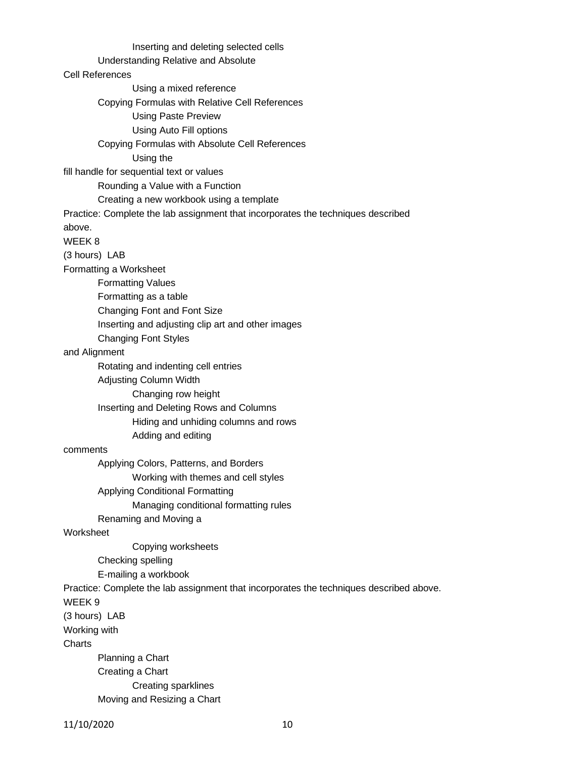Inserting and deleting selected cells
          Understanding Relative and Absolute Cell References
                    Using a mixed reference
          Copying Formulas with Relative Cell References
                    Using Paste Preview
                    Using Auto Fill options
          Copying Formulas with Absolute Cell References
                    Using the fill handle for sequential text or values
          Rounding a Value with a Function
          Creating a new workbook using a template

Practice: Complete the lab assignment that incorporates the techniques described above.

WEEK 8

(3 hours) LAB

Formatting a Worksheet

- Formatting Values
- Formatting as a table
- Changing Font and Font Size
- Inserting and adjusting clip art and other images
- Changing Font Styles and Alignment
- Rotating and indenting cell entries
- Adjusting Column Width
  - Changing row height
- Inserting and Deleting Rows and Columns
  - Hiding and unhiding columns and rows
  - Adding and editing comments
- Applying Colors, Patterns, and Borders
  - Working with themes and cell styles
- Applying Conditional Formatting
  - Managing conditional formatting rules
- Renaming and Moving a Worksheet
  - Copying worksheets
- Checking spelling
- E-mailing a workbook

Practice: Complete the lab assignment that incorporates the techniques described above.

WEEK 9

(3 hours) LAB

Working with Charts

- Planning a Chart
- Creating a Chart
  - Creating sparklines
- Moving and Resizing a Chart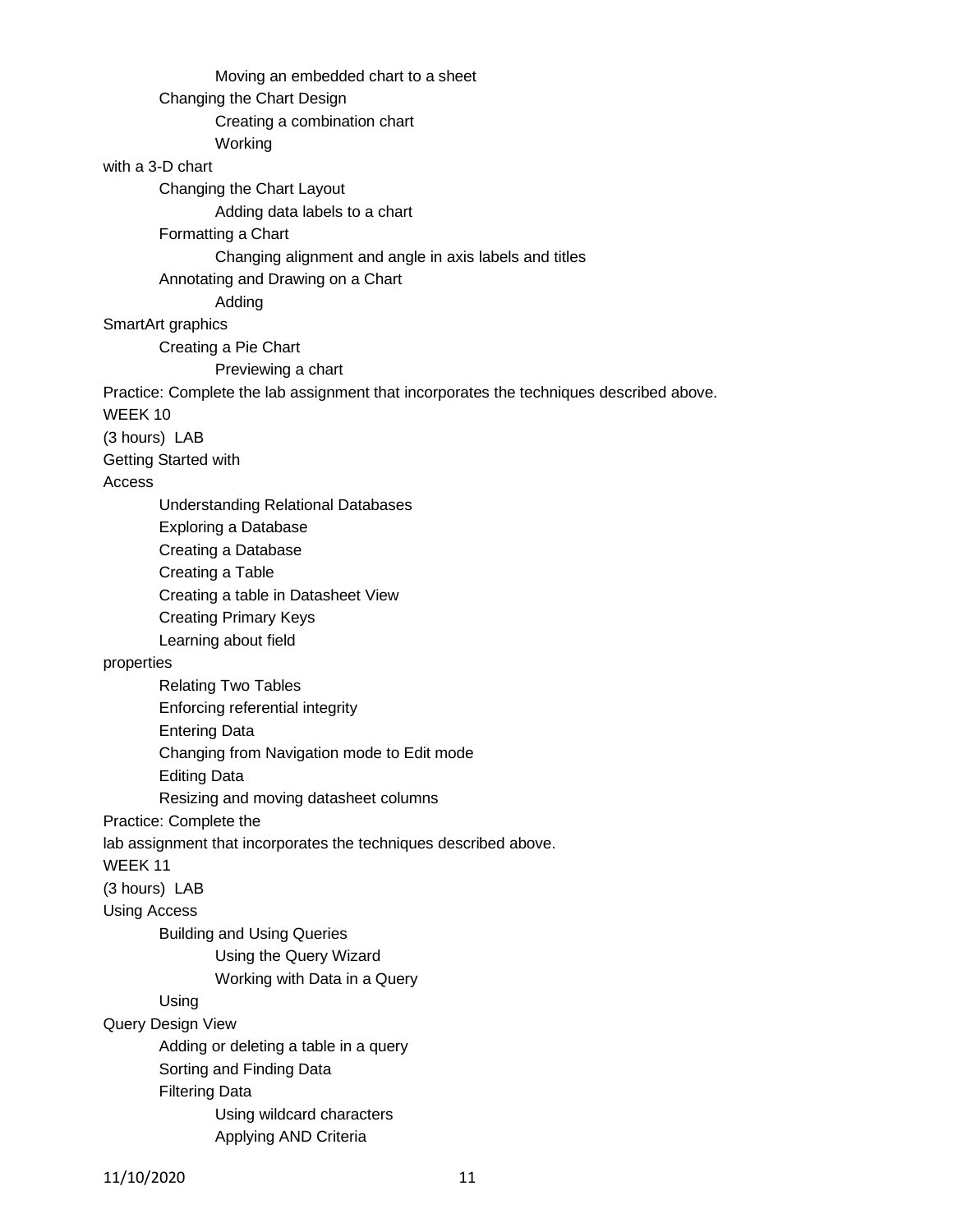Moving an embedded chart to a sheet

Changing the Chart Design

Creating a combination chart

Working with a 3-D chart

Changing the Chart Layout

Adding data labels to a chart

Formatting a Chart

Changing alignment and angle in axis labels and titles

Annotating and Drawing on a Chart

Adding SmartArt graphics

Creating a Pie Chart

Previewing a chart

Practice: Complete the lab assignment that incorporates the techniques described above.

WEEK 10

(3 hours) LAB

Getting Started with Access

Understanding Relational Databases

Exploring a Database

Creating a Database

Creating a Table

Creating a table in Datasheet View

Creating Primary Keys

Learning about field properties

Relating Two Tables

Enforcing referential integrity

Entering Data

Changing from Navigation mode to Edit mode

Editing Data

Resizing and moving datasheet columns

Practice: Complete the lab assignment that incorporates the techniques described above.

WEEK 11

(3 hours) LAB

Using Access

Building and Using Queries

Using the Query Wizard

Working with Data in a Query

Using Query Design View

Adding or deleting a table in a query

Sorting and Finding Data

Filtering Data

Using wildcard characters

Applying AND Criteria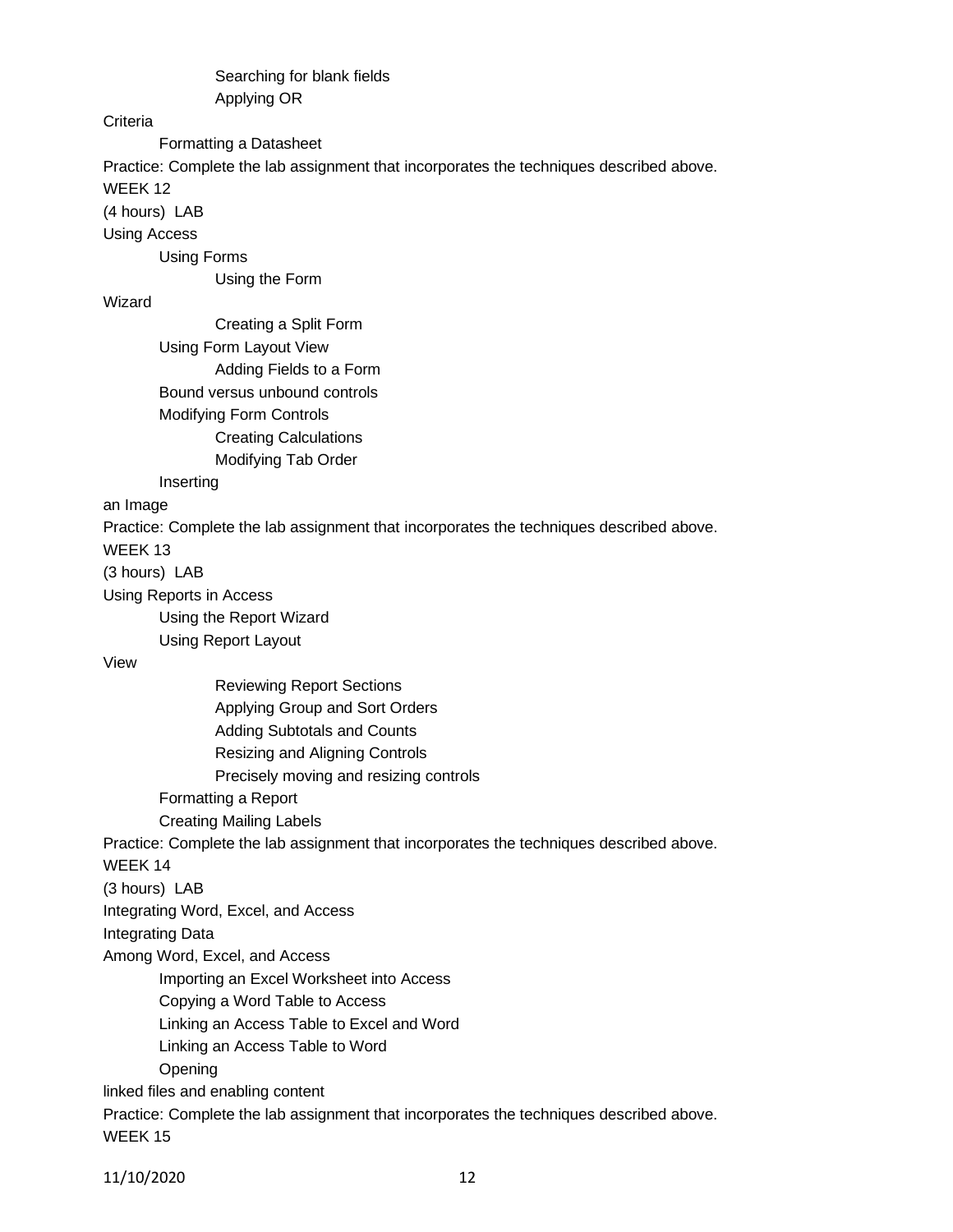Searching for blank fields

Applying OR Criteria

Formatting a Datasheet

Practice: Complete the lab assignment that incorporates the techniques described above.

WEEK 12

(4 hours) LAB

Using Access

Using Forms

Using the Form Wizard

Creating a Split Form

Using Form Layout View

Adding Fields to a Form

Bound versus unbound controls

Modifying Form Controls

Creating Calculations

Modifying Tab Order

Inserting an Image

Practice: Complete the lab assignment that incorporates the techniques described above.

WEEK 13

(3 hours) LAB

Using Reports in Access

Using the Report Wizard

Using Report Layout View

Reviewing Report Sections

Applying Group and Sort Orders

Adding Subtotals and Counts

Resizing and Aligning Controls

Precisely moving and resizing controls

Formatting a Report

Creating Mailing Labels

Practice: Complete the lab assignment that incorporates the techniques described above.

WEEK 14

(3 hours) LAB

Integrating Word, Excel, and Access

Integrating Data Among Word, Excel, and Access

Importing an Excel Worksheet into Access

Copying a Word Table to Access

Linking an Access Table to Excel and Word

Linking an Access Table to Word

Opening linked files and enabling content

Practice: Complete the lab assignment that incorporates the techniques described above.

WEEK 15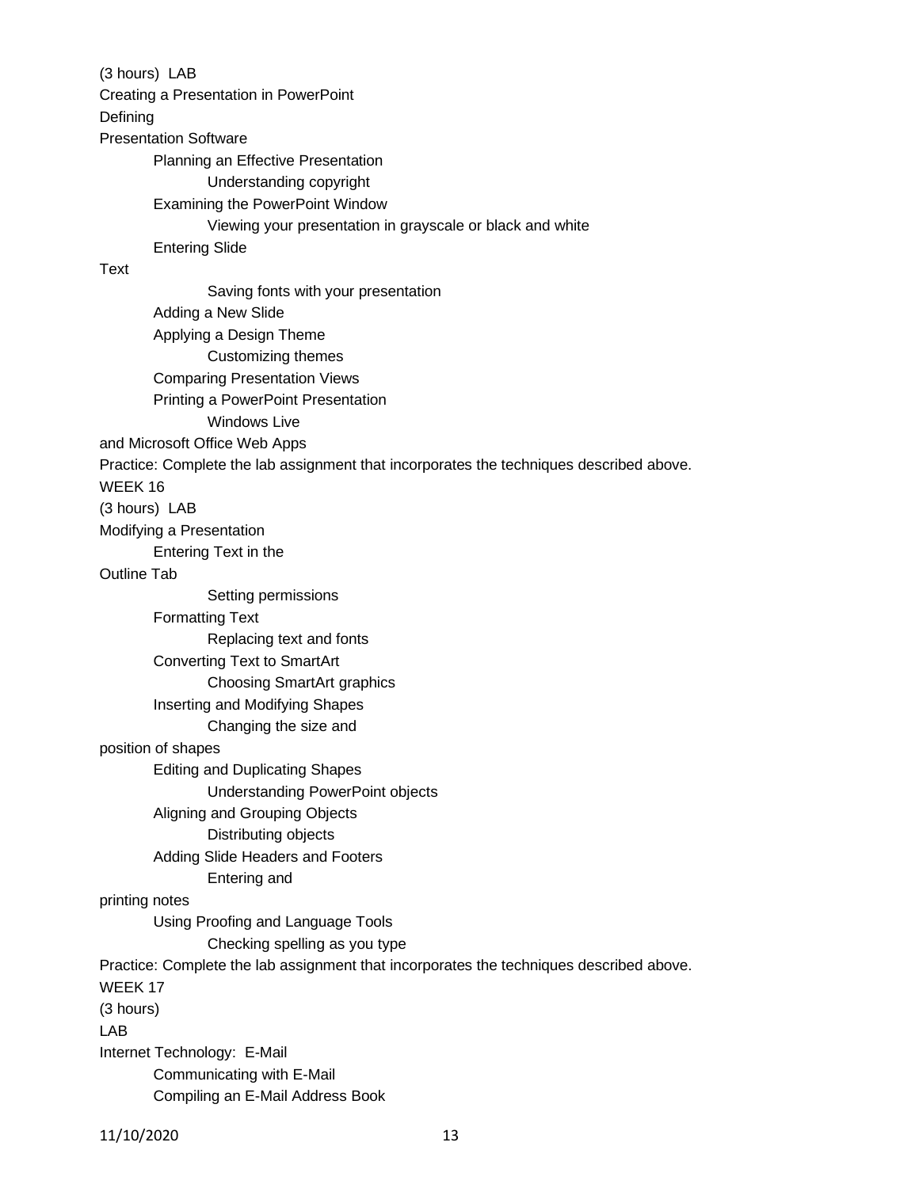(3 hours) LAB

Creating a Presentation in PowerPoint

Defining Presentation Software

- Planning an Effective Presentation
  - Understanding copyright
- Examining the PowerPoint Window
  - Viewing your presentation in grayscale or black and white
- Entering Slide Text
  - Saving fonts with your presentation
- Adding a New Slide
- Applying a Design Theme
  - Customizing themes
- Comparing Presentation Views
- Printing a PowerPoint Presentation
  - Windows Live and Microsoft Office Web Apps

Practice: Complete the lab assignment that incorporates the techniques described above.

WEEK 16

(3 hours) LAB

Modifying a Presentation

- Entering Text in the Outline Tab
  - Setting permissions
- Formatting Text
  - Replacing text and fonts
- Converting Text to SmartArt
  - Choosing SmartArt graphics
- Inserting and Modifying Shapes
  - Changing the size and position of shapes
- Editing and Duplicating Shapes
  - Understanding PowerPoint objects
- Aligning and Grouping Objects
  - Distributing objects
- Adding Slide Headers and Footers
  - Entering and printing notes
- Using Proofing and Language Tools
  - Checking spelling as you type

Practice: Complete the lab assignment that incorporates the techniques described above.

WEEK 17

(3 hours)

LAB

Internet Technology: E-Mail

- Communicating with E-Mail
- Compiling an E-Mail Address Book

11/10/2020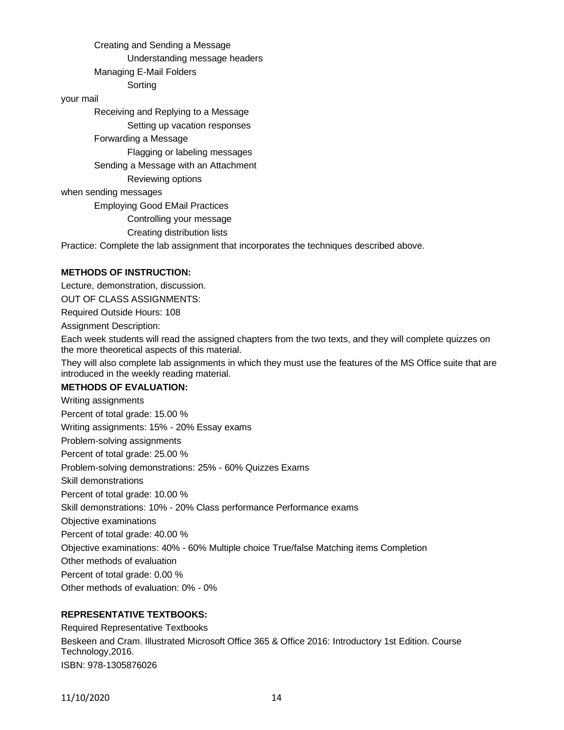Creating and Sending a Message

Understanding message headers

Managing E-Mail Folders

Sorting

your mail

Receiving and Replying to a Message

Setting up vacation responses

Forwarding a Message

Flagging or labeling messages

Sending a Message with an Attachment

Reviewing options

when sending messages

Employing Good EMail Practices

Controlling your message

Creating distribution lists

Practice: Complete the lab assignment that incorporates the techniques described above.

**METHODS OF INSTRUCTION:**

Lecture, demonstration, discussion.

OUT OF CLASS ASSIGNMENTS:

Required Outside Hours: 108

Assignment Description:

Each week students will read the assigned chapters from the two texts, and they will complete quizzes on the more theoretical aspects of this material.

They will also complete lab assignments in which they must use the features of the MS Office suite that are introduced in the weekly reading material.

**METHODS OF EVALUATION:**

Writing assignments

Percent of total grade: 15.00 %

Writing assignments: 15% - 20% Essay exams

Problem-solving assignments

Percent of total grade: 25.00 %

Problem-solving demonstrations: 25% - 60% Quizzes Exams

Skill demonstrations

Percent of total grade: 10.00 %

Skill demonstrations: 10% - 20% Class performance Performance exams

Objective examinations

Percent of total grade: 40.00 %

Objective examinations: 40% - 60% Multiple choice True/false Matching items Completion

Other methods of evaluation

Percent of total grade: 0.00 %

Other methods of evaluation: 0% - 0%

**REPRESENTATIVE TEXTBOOKS:**

Required Representative Textbooks

Beskeen and Cram. Illustrated Microsoft Office 365 & Office 2016: Introductory 1st Edition. Course Technology,2016.

ISBN: 978-1305876026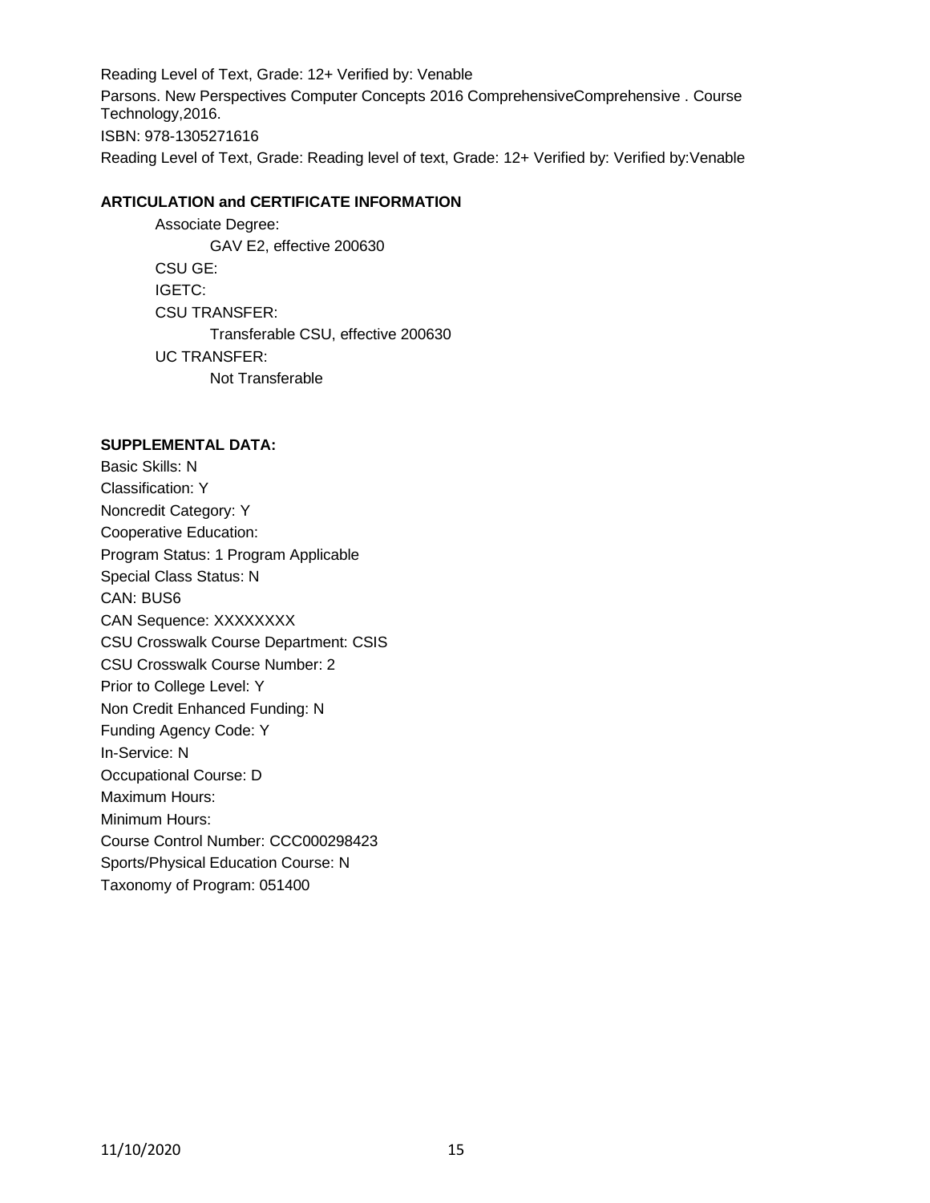Reading Level of Text, Grade: 12+ Verified by: Venable

Parsons. New Perspectives Computer Concepts 2016 ComprehensiveComprehensive . Course Technology,2016.

ISBN: 978-1305271616

Reading Level of Text, Grade: Reading level of text, Grade: 12+ Verified by: Verified by:Venable

**ARTICULATION and CERTIFICATE INFORMATION**

Associate Degree:
GAV E2, effective 200630
CSU GE:
IGETC:
CSU TRANSFER:
Transferable CSU, effective 200630
UC TRANSFER:
Not Transferable

**SUPPLEMENTAL DATA:**

Basic Skills: N
Classification: Y
Noncredit Category: Y
Cooperative Education:
Program Status: 1 Program Applicable
Special Class Status: N
CAN: BUS6
CAN Sequence: XXXXXXXX
CSU Crosswalk Course Department: CSIS
CSU Crosswalk Course Number: 2
Prior to College Level: Y
Non Credit Enhanced Funding: N
Funding Agency Code: Y
In-Service: N
Occupational Course: D
Maximum Hours:
Minimum Hours:
Course Control Number: CCC000298423
Sports/Physical Education Course: N
Taxonomy of Program: 051400